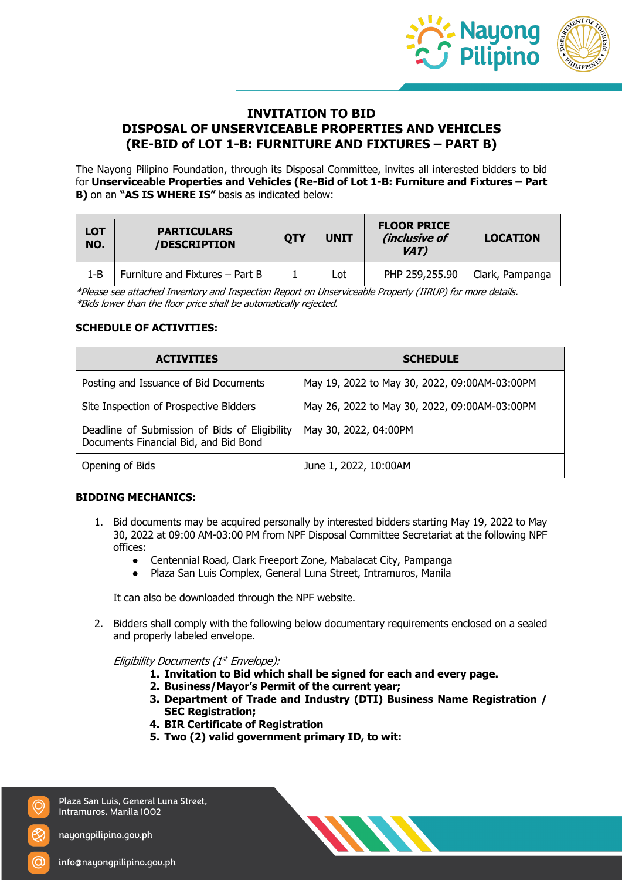# INVITATION TO BID
## DISPOSAL OF UNSERVICEABLE PROPERTIES AND VEHICLES
## (RE-BID of LOT 1-B: FURNITURE AND FIXTURES – PART B)

The Nayong Pilipino Foundation, through its Disposal Committee, invites all interested bidders to bid for **Unserviceable Properties and Vehicles (Re-Bid of Lot 1-B: Furniture and Fixtures – Part B)** on an **"AS IS WHERE IS"** basis as indicated below:

| LOT NO. | PARTICULARS /DESCRIPTION | QTY | UNIT | FLOOR PRICE *(inclusive of VAT)* | LOCATION |
|---|---|---|---|---|---|
| 1-B | Furniture and Fixtures – Part B | 1 | Lot | PHP 259,255.90 | Clark, Pampanga |

**Please see attached Inventory and Inspection Report on Unserviceable Property (IIRUP) for more details.*
**Bids lower than the floor price shall be automatically rejected.*

**SCHEDULE OF ACTIVITIES:**

| ACTIVITIES | SCHEDULE |
|---|---|
| Posting and Issuance of Bid Documents | May 19, 2022 to May 30, 2022, 09:00AM-03:00PM |
| Site Inspection of Prospective Bidders | May 26, 2022 to May 30, 2022, 09:00AM-03:00PM |
| Deadline of Submission of Bids of Eligibility Documents Financial Bid, and Bid Bond | May 30, 2022, 04:00PM |
| Opening of Bids | June 1, 2022, 10:00AM |

**BIDDING MECHANICS:**

1. Bid documents may be acquired personally by interested bidders starting May 19, 2022 to May 30, 2022 at 09:00 AM-03:00 PM from NPF Disposal Committee Secretariat at the following NPF offices:
   - Centennial Road, Clark Freeport Zone, Mabalacat City, Pampanga
   - Plaza San Luis Complex, General Luna Street, Intramuros, Manila

   It can also be downloaded through the NPF website.

2. Bidders shall comply with the following below documentary requirements enclosed on a sealed and properly labeled envelope.

   *Eligibility Documents (1st Envelope):*
   1. **Invitation to Bid which shall be signed for each and every page.**
   2. **Business/Mayor's Permit of the current year;**
   3. **Department of Trade and Industry (DTI) Business Name Registration / SEC Registration;**
   4. **BIR Certificate of Registration**
   5. **Two (2) valid government primary ID, to wit:**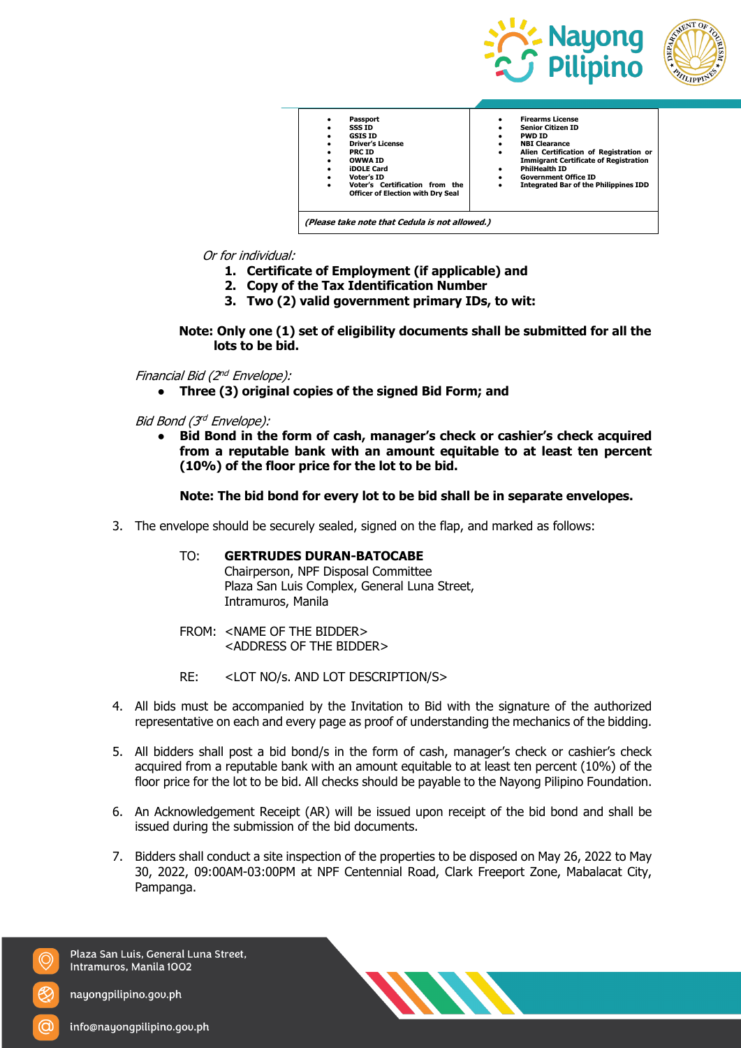| | |
|---|---|
| • **Passport**<br>• **SSS ID**<br>• **GSIS ID**<br>• **Driver's License**<br>• **PRC ID**<br>• **OWWA ID**<br>• **iDOLE Card**<br>• **Voter's ID**<br>• **Voter's Certification from the Officer of Election with Dry Seal** | • **Firearms License**<br>• **Senior Citizen ID**<br>• **PWD ID**<br>• **NBI Clearance**<br>• **Alien Certification of Registration or Immigrant Certificate of Registration**<br>• **PhilHealth ID**<br>• **Government Office ID**<br>• **Integrated Bar of the Philippines IDD** |
| ***(Please take note that Cedula is not allowed.)*** | |

*Or for individual:*

1. **Certificate of Employment (if applicable) and**
2. **Copy of the Tax Identification Number**
3. **Two (2) valid government primary IDs, to wit:**

**Note: Only one (1) set of eligibility documents shall be submitted for all the lots to be bid.**

*Financial Bid (2nd Envelope):*

- **Three (3) original copies of the signed Bid Form; and**

*Bid Bond (3rd Envelope):*

- **Bid Bond in the form of cash, manager's check or cashier's check acquired from a reputable bank with an amount equitable to at least ten percent (10%) of the floor price for the lot to be bid.**

**Note: The bid bond for every lot to be bid shall be in separate envelopes.**

3. The envelope should be securely sealed, signed on the flap, and marked as follows:

   TO: **GERTRUDES DURAN-BATOCABE**
   Chairperson, NPF Disposal Committee
   Plaza San Luis Complex, General Luna Street,
   Intramuros, Manila

   FROM: <NAME OF THE BIDDER>
   <ADDRESS OF THE BIDDER>

   RE: <LOT NO/s. AND LOT DESCRIPTION/S>

4. All bids must be accompanied by the Invitation to Bid with the signature of the authorized representative on each and every page as proof of understanding the mechanics of the bidding.

5. All bidders shall post a bid bond/s in the form of cash, manager's check or cashier's check acquired from a reputable bank with an amount equitable to at least ten percent (10%) of the floor price for the lot to be bid. All checks should be payable to the Nayong Pilipino Foundation.

6. An Acknowledgement Receipt (AR) will be issued upon receipt of the bid bond and shall be issued during the submission of the bid documents.

7. Bidders shall conduct a site inspection of the properties to be disposed on May 26, 2022 to May 30, 2022, 09:00AM-03:00PM at NPF Centennial Road, Clark Freeport Zone, Mabalacat City, Pampanga.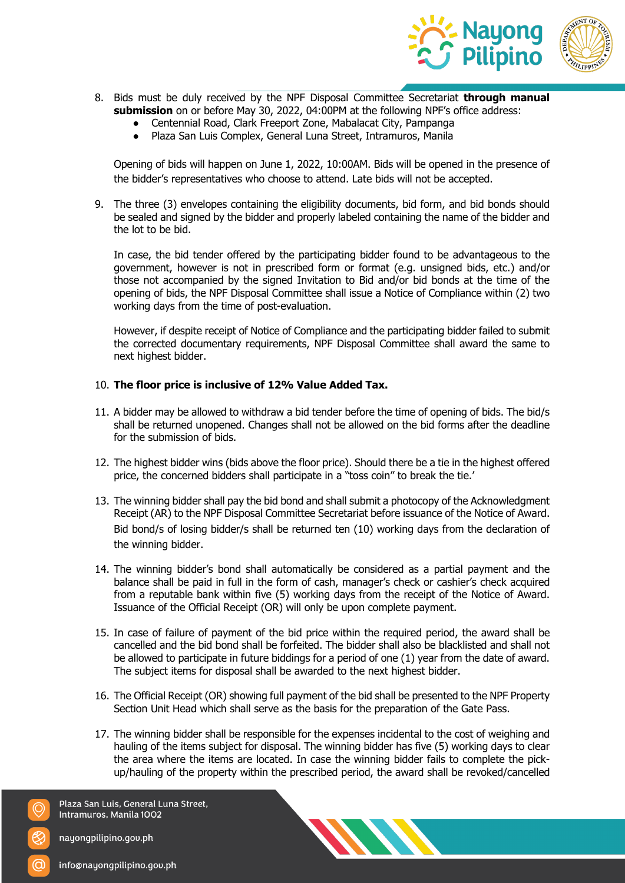8. Bids must be duly received by the NPF Disposal Committee Secretariat **through manual submission** on or before May 30, 2022, 04:00PM at the following NPF's office address:
   - Centennial Road, Clark Freeport Zone, Mabalacat City, Pampanga
   - Plaza San Luis Complex, General Luna Street, Intramuros, Manila

   Opening of bids will happen on June 1, 2022, 10:00AM. Bids will be opened in the presence of the bidder's representatives who choose to attend. Late bids will not be accepted.

9. The three (3) envelopes containing the eligibility documents, bid form, and bid bonds should be sealed and signed by the bidder and properly labeled containing the name of the bidder and the lot to be bid.

   In case, the bid tender offered by the participating bidder found to be advantageous to the government, however is not in prescribed form or format (e.g. unsigned bids, etc.) and/or those not accompanied by the signed Invitation to Bid and/or bid bonds at the time of the opening of bids, the NPF Disposal Committee shall issue a Notice of Compliance within (2) two working days from the time of post-evaluation.

   However, if despite receipt of Notice of Compliance and the participating bidder failed to submit the corrected documentary requirements, NPF Disposal Committee shall award the same to next highest bidder.

10. **The floor price is inclusive of 12% Value Added Tax.**

11. A bidder may be allowed to withdraw a bid tender before the time of opening of bids. The bid/s shall be returned unopened. Changes shall not be allowed on the bid forms after the deadline for the submission of bids.

12. The highest bidder wins (bids above the floor price). Should there be a tie in the highest offered price, the concerned bidders shall participate in a "toss coin" to break the tie.'

13. The winning bidder shall pay the bid bond and shall submit a photocopy of the Acknowledgment Receipt (AR) to the NPF Disposal Committee Secretariat before issuance of the Notice of Award. Bid bond/s of losing bidder/s shall be returned ten (10) working days from the declaration of the winning bidder.

14. The winning bidder's bond shall automatically be considered as a partial payment and the balance shall be paid in full in the form of cash, manager's check or cashier's check acquired from a reputable bank within five (5) working days from the receipt of the Notice of Award. Issuance of the Official Receipt (OR) will only be upon complete payment.

15. In case of failure of payment of the bid price within the required period, the award shall be cancelled and the bid bond shall be forfeited. The bidder shall also be blacklisted and shall not be allowed to participate in future biddings for a period of one (1) year from the date of award. The subject items for disposal shall be awarded to the next highest bidder.

16. The Official Receipt (OR) showing full payment of the bid shall be presented to the NPF Property Section Unit Head which shall serve as the basis for the preparation of the Gate Pass.

17. The winning bidder shall be responsible for the expenses incidental to the cost of weighing and hauling of the items subject for disposal. The winning bidder has five (5) working days to clear the area where the items are located. In case the winning bidder fails to complete the pick-up/hauling of the property within the prescribed period, the award shall be revoked/cancelled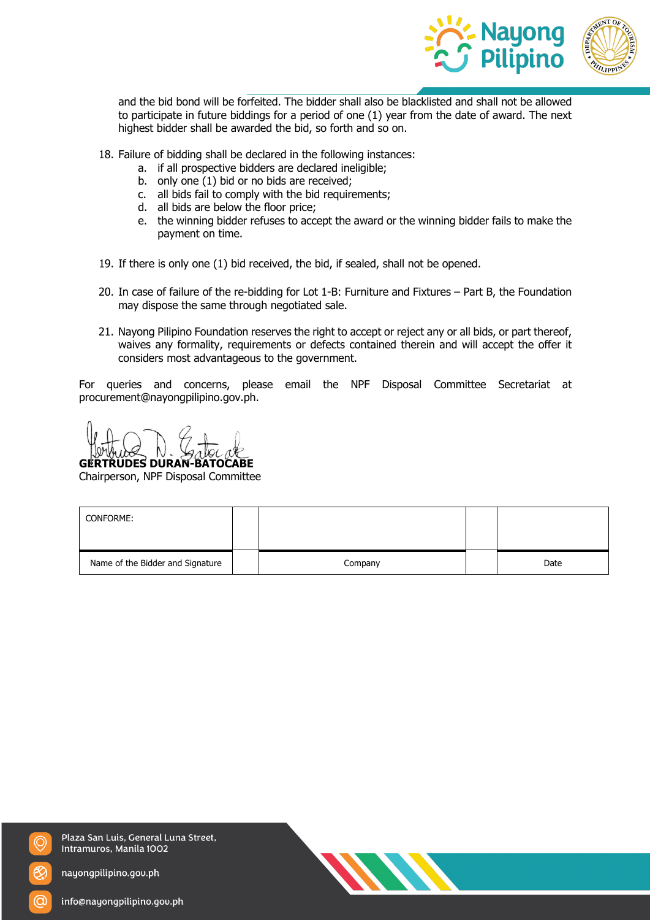and the bid bond will be forfeited. The bidder shall also be blacklisted and shall not be allowed to participate in future biddings for a period of one (1) year from the date of award. The next highest bidder shall be awarded the bid, so forth and so on.

18. Failure of bidding shall be declared in the following instances:
    a. if all prospective bidders are declared ineligible;
    b. only one (1) bid or no bids are received;
    c. all bids fail to comply with the bid requirements;
    d. all bids are below the floor price;
    e. the winning bidder refuses to accept the award or the winning bidder fails to make the payment on time.

19. If there is only one (1) bid received, the bid, if sealed, shall not be opened.

20. In case of failure of the re-bidding for Lot 1-B: Furniture and Fixtures – Part B, the Foundation may dispose the same through negotiated sale.

21. Nayong Pilipino Foundation reserves the right to accept or reject any or all bids, or part thereof, waives any formality, requirements or defects contained therein and will accept the offer it considers most advantageous to the government.

For queries and concerns, please email the NPF Disposal Committee Secretariat at procurement@nayongpilipino.gov.ph.

**GERTRUDES DURAN-BATOCABE**
Chairperson, NPF Disposal Committee

| CONFORME: | | | | |
|---|---|---|---|---|
| Name of the Bidder and Signature | | Company | | Date |